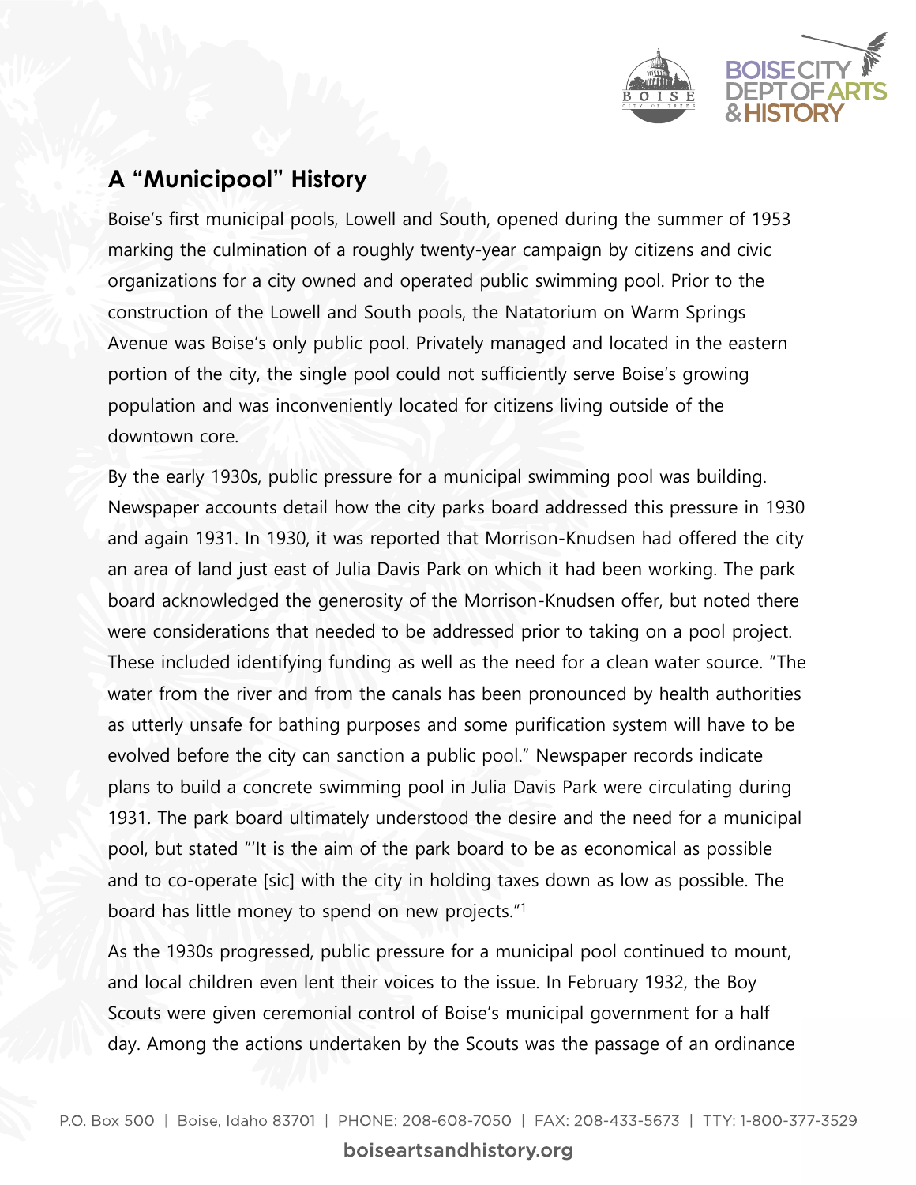## A "Municipool" History

Boise's first municipal pools, Lowell and South, opened during the summer of 1953 marking the culmination of a roughly twenty-year campaign by citizens and civic organizations for a city owned and operated public swimming pool. Prior to the construction of the Lowell and South pools, the Natatorium on Warm Springs Avenue was Boise's only public pool. Privately managed and located in the eastern portion of the city, the single pool could not sufficiently serve Boise's growing population and was inconveniently located for citizens living outside of the downtown core.

By the early 1930s, public pressure for a municipal swimming pool was building. Newspaper accounts detail how the city parks board addressed this pressure in 1930 and again 1931. In 1930, it was reported that Morrison-Knudsen had offered the city an area of land just east of Julia Davis Park on which it had been working. The park board acknowledged the generosity of the Morrison-Knudsen offer, but noted there were considerations that needed to be addressed prior to taking on a pool project. These included identifying funding as well as the need for a clean water source. "The water from the river and from the canals has been pronounced by health authorities as utterly unsafe for bathing purposes and some purification system will have to be evolved before the city can sanction a public pool." Newspaper records indicate plans to build a concrete swimming pool in Julia Davis Park were circulating during 1931. The park board ultimately understood the desire and the need for a municipal pool, but stated "'It is the aim of the park board to be as economical as possible and to co-operate [sic] with the city in holding taxes down as low as possible. The board has little money to spend on new projects."[1]

As the 1930s progressed, public pressure for a municipal pool continued to mount, and local children even lent their voices to the issue. In February 1932, the Boy Scouts were given ceremonial control of Boise's municipal government for a half day. Among the actions undertaken by the Scouts was the passage of an ordinance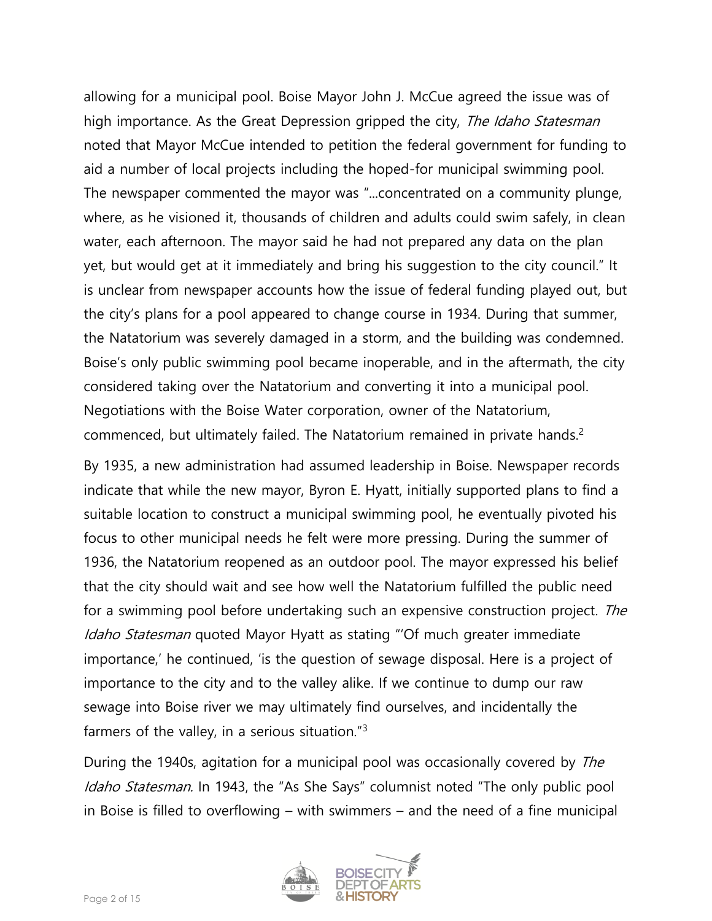allowing for a municipal pool. Boise Mayor John J. McCue agreed the issue was of high importance. As the Great Depression gripped the city, *The Idaho Statesman* noted that Mayor McCue intended to petition the federal government for funding to aid a number of local projects including the hoped-for municipal swimming pool. The newspaper commented the mayor was "…concentrated on a community plunge, where, as he visioned it, thousands of children and adults could swim safely, in clean water, each afternoon. The mayor said he had not prepared any data on the plan yet, but would get at it immediately and bring his suggestion to the city council." It is unclear from newspaper accounts how the issue of federal funding played out, but the city's plans for a pool appeared to change course in 1934. During that summer, the Natatorium was severely damaged in a storm, and the building was condemned. Boise's only public swimming pool became inoperable, and in the aftermath, the city considered taking over the Natatorium and converting it into a municipal pool. Negotiations with the Boise Water corporation, owner of the Natatorium, commenced, but ultimately failed. The Natatorium remained in private hands.[2]

By 1935, a new administration had assumed leadership in Boise. Newspaper records indicate that while the new mayor, Byron E. Hyatt, initially supported plans to find a suitable location to construct a municipal swimming pool, he eventually pivoted his focus to other municipal needs he felt were more pressing. During the summer of 1936, the Natatorium reopened as an outdoor pool. The mayor expressed his belief that the city should wait and see how well the Natatorium fulfilled the public need for a swimming pool before undertaking such an expensive construction project. *The Idaho Statesman* quoted Mayor Hyatt as stating "'Of much greater immediate importance,' he continued, 'is the question of sewage disposal. Here is a project of importance to the city and to the valley alike. If we continue to dump our raw sewage into Boise river we may ultimately find ourselves, and incidentally the farmers of the valley, in a serious situation."[3]

During the 1940s, agitation for a municipal pool was occasionally covered by *The Idaho Statesman*. In 1943, the "As She Says" columnist noted "The only public pool in Boise is filled to overflowing – with swimmers – and the need of a fine municipal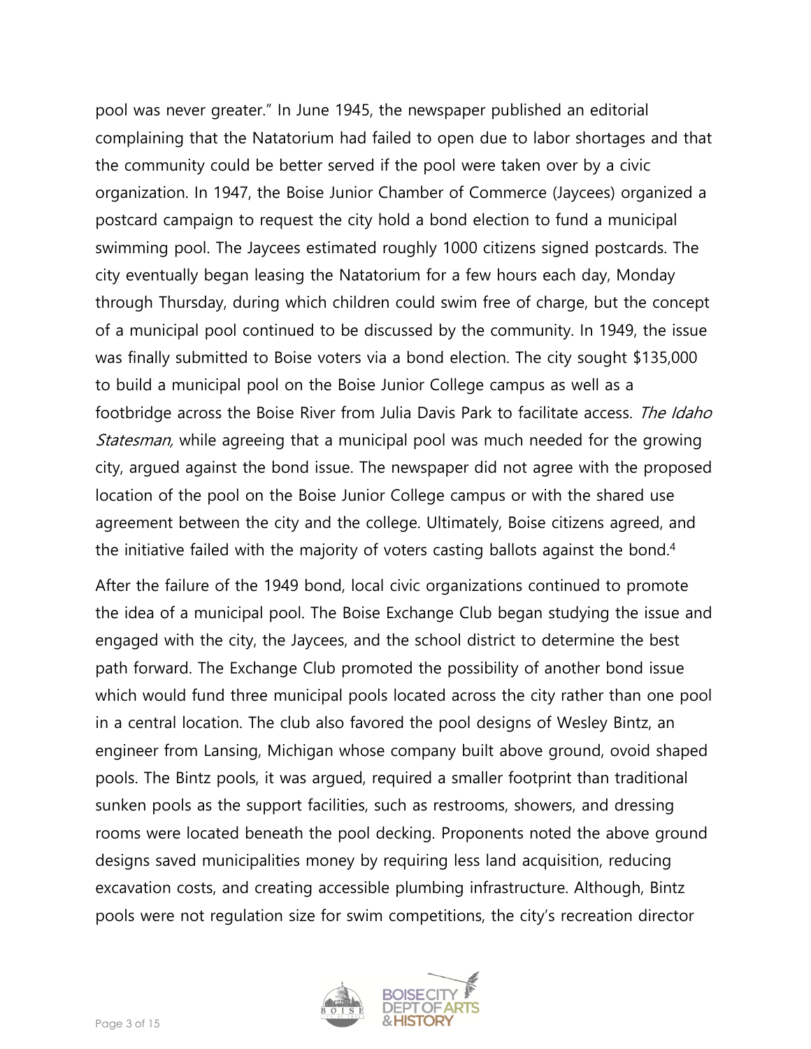pool was never greater." In June 1945, the newspaper published an editorial complaining that the Natatorium had failed to open due to labor shortages and that the community could be better served if the pool were taken over by a civic organization. In 1947, the Boise Junior Chamber of Commerce (Jaycees) organized a postcard campaign to request the city hold a bond election to fund a municipal swimming pool. The Jaycees estimated roughly 1000 citizens signed postcards. The city eventually began leasing the Natatorium for a few hours each day, Monday through Thursday, during which children could swim free of charge, but the concept of a municipal pool continued to be discussed by the community. In 1949, the issue was finally submitted to Boise voters via a bond election. The city sought $135,000 to build a municipal pool on the Boise Junior College campus as well as a footbridge across the Boise River from Julia Davis Park to facilitate access. *The Idaho Statesman,* while agreeing that a municipal pool was much needed for the growing city, argued against the bond issue. The newspaper did not agree with the proposed location of the pool on the Boise Junior College campus or with the shared use agreement between the city and the college. Ultimately, Boise citizens agreed, and the initiative failed with the majority of voters casting ballots against the bond.[4]

After the failure of the 1949 bond, local civic organizations continued to promote the idea of a municipal pool. The Boise Exchange Club began studying the issue and engaged with the city, the Jaycees, and the school district to determine the best path forward. The Exchange Club promoted the possibility of another bond issue which would fund three municipal pools located across the city rather than one pool in a central location. The club also favored the pool designs of Wesley Bintz, an engineer from Lansing, Michigan whose company built above ground, ovoid shaped pools. The Bintz pools, it was argued, required a smaller footprint than traditional sunken pools as the support facilities, such as restrooms, showers, and dressing rooms were located beneath the pool decking. Proponents noted the above ground designs saved municipalities money by requiring less land acquisition, reducing excavation costs, and creating accessible plumbing infrastructure. Although, Bintz pools were not regulation size for swim competitions, the city's recreation director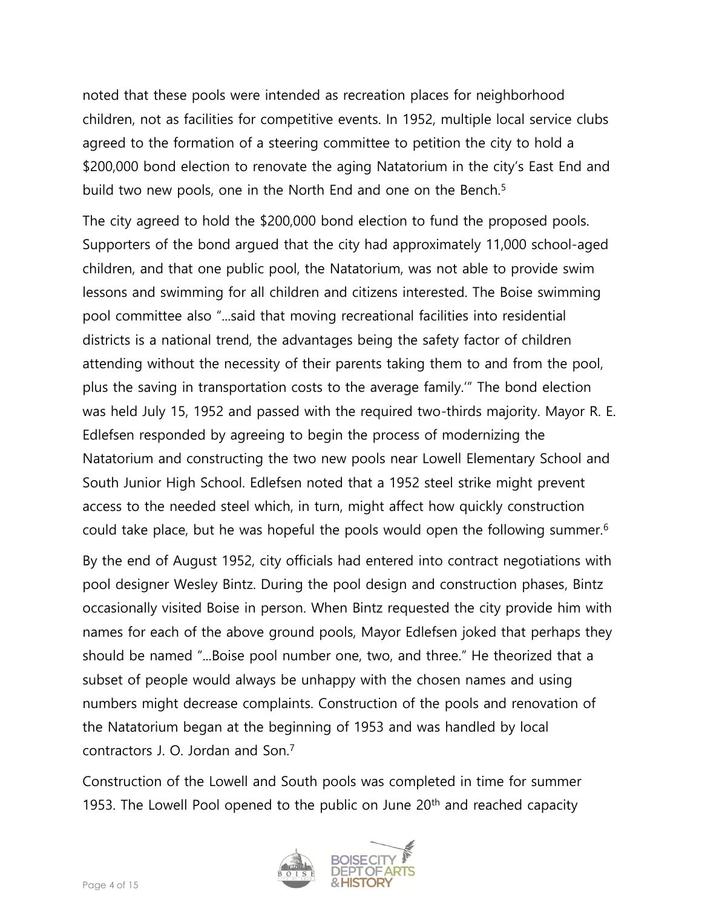noted that these pools were intended as recreation places for neighborhood children, not as facilities for competitive events. In 1952, multiple local service clubs agreed to the formation of a steering committee to petition the city to hold a $200,000 bond election to renovate the aging Natatorium in the city's East End and build two new pools, one in the North End and one on the Bench.[5]

The city agreed to hold the $200,000 bond election to fund the proposed pools. Supporters of the bond argued that the city had approximately 11,000 school-aged children, and that one public pool, the Natatorium, was not able to provide swim lessons and swimming for all children and citizens interested. The Boise swimming pool committee also "...said that moving recreational facilities into residential districts is a national trend, the advantages being the safety factor of children attending without the necessity of their parents taking them to and from the pool, plus the saving in transportation costs to the average family.'" The bond election was held July 15, 1952 and passed with the required two-thirds majority. Mayor R. E. Edlefsen responded by agreeing to begin the process of modernizing the Natatorium and constructing the two new pools near Lowell Elementary School and South Junior High School. Edlefsen noted that a 1952 steel strike might prevent access to the needed steel which, in turn, might affect how quickly construction could take place, but he was hopeful the pools would open the following summer.[6]

By the end of August 1952, city officials had entered into contract negotiations with pool designer Wesley Bintz. During the pool design and construction phases, Bintz occasionally visited Boise in person. When Bintz requested the city provide him with names for each of the above ground pools, Mayor Edlefsen joked that perhaps they should be named "...Boise pool number one, two, and three." He theorized that a subset of people would always be unhappy with the chosen names and using numbers might decrease complaints. Construction of the pools and renovation of the Natatorium began at the beginning of 1953 and was handled by local contractors J. O. Jordan and Son.[7]

Construction of the Lowell and South pools was completed in time for summer 1953. The Lowell Pool opened to the public on June 20th and reached capacity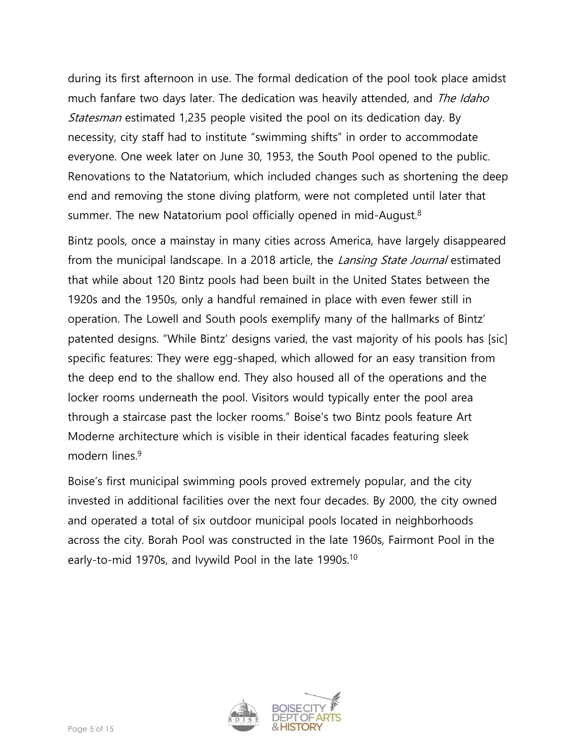during its first afternoon in use. The formal dedication of the pool took place amidst much fanfare two days later. The dedication was heavily attended, and *The Idaho Statesman* estimated 1,235 people visited the pool on its dedication day. By necessity, city staff had to institute "swimming shifts" in order to accommodate everyone. One week later on June 30, 1953, the South Pool opened to the public. Renovations to the Natatorium, which included changes such as shortening the deep end and removing the stone diving platform, were not completed until later that summer. The new Natatorium pool officially opened in mid-August.[8]

Bintz pools, once a mainstay in many cities across America, have largely disappeared from the municipal landscape. In a 2018 article, the *Lansing State Journal* estimated that while about 120 Bintz pools had been built in the United States between the 1920s and the 1950s, only a handful remained in place with even fewer still in operation. The Lowell and South pools exemplify many of the hallmarks of Bintz' patented designs. "While Bintz' designs varied, the vast majority of his pools has [sic] specific features: They were egg-shaped, which allowed for an easy transition from the deep end to the shallow end. They also housed all of the operations and the locker rooms underneath the pool. Visitors would typically enter the pool area through a staircase past the locker rooms." Boise's two Bintz pools feature Art Moderne architecture which is visible in their identical facades featuring sleek modern lines.[9]

Boise's first municipal swimming pools proved extremely popular, and the city invested in additional facilities over the next four decades. By 2000, the city owned and operated a total of six outdoor municipal pools located in neighborhoods across the city. Borah Pool was constructed in the late 1960s, Fairmont Pool in the early-to-mid 1970s, and Ivywild Pool in the late 1990s.[10]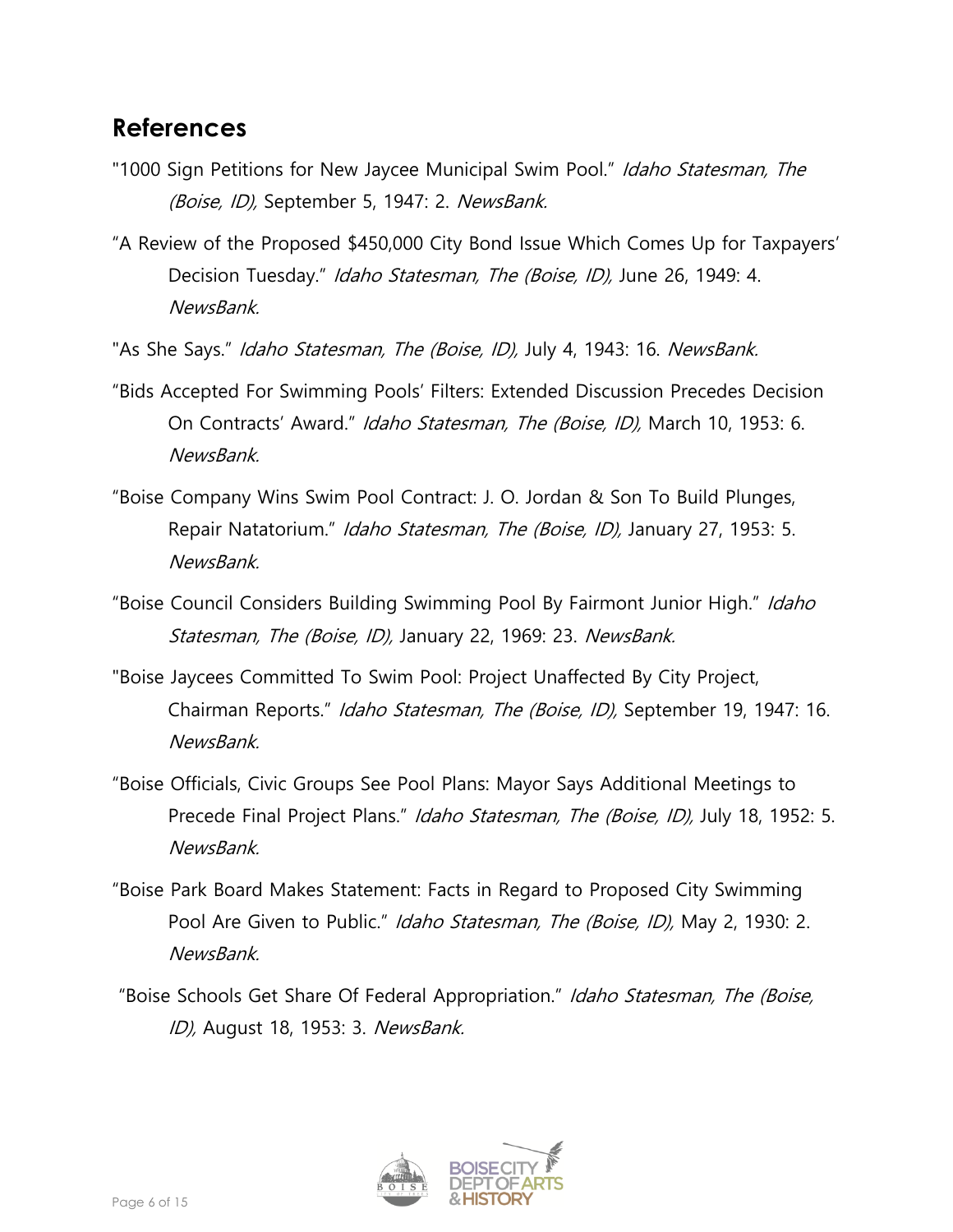## References

"1000 Sign Petitions for New Jaycee Municipal Swim Pool." *Idaho Statesman, The (Boise, ID),* September 5, 1947: 2. *NewsBank.*

"A Review of the Proposed $450,000 City Bond Issue Which Comes Up for Taxpayers' Decision Tuesday." *Idaho Statesman, The (Boise, ID),* June 26, 1949: 4. *NewsBank.*

"As She Says." *Idaho Statesman, The (Boise, ID),* July 4, 1943: 16. *NewsBank.*

"Bids Accepted For Swimming Pools' Filters: Extended Discussion Precedes Decision On Contracts' Award." *Idaho Statesman, The (Boise, ID),* March 10, 1953: 6. *NewsBank.*

"Boise Company Wins Swim Pool Contract: J. O. Jordan & Son To Build Plunges, Repair Natatorium." *Idaho Statesman, The (Boise, ID),* January 27, 1953: 5. *NewsBank.*

"Boise Council Considers Building Swimming Pool By Fairmont Junior High." *Idaho Statesman, The (Boise, ID),* January 22, 1969: 23. *NewsBank.*

"Boise Jaycees Committed To Swim Pool: Project Unaffected By City Project, Chairman Reports." *Idaho Statesman, The (Boise, ID),* September 19, 1947: 16. *NewsBank.*

"Boise Officials, Civic Groups See Pool Plans: Mayor Says Additional Meetings to Precede Final Project Plans." *Idaho Statesman, The (Boise, ID),* July 18, 1952: 5. *NewsBank.*

"Boise Park Board Makes Statement: Facts in Regard to Proposed City Swimming Pool Are Given to Public." *Idaho Statesman, The (Boise, ID),* May 2, 1930: 2. *NewsBank.*

"Boise Schools Get Share Of Federal Appropriation." *Idaho Statesman, The (Boise, ID),* August 18, 1953: 3. *NewsBank.*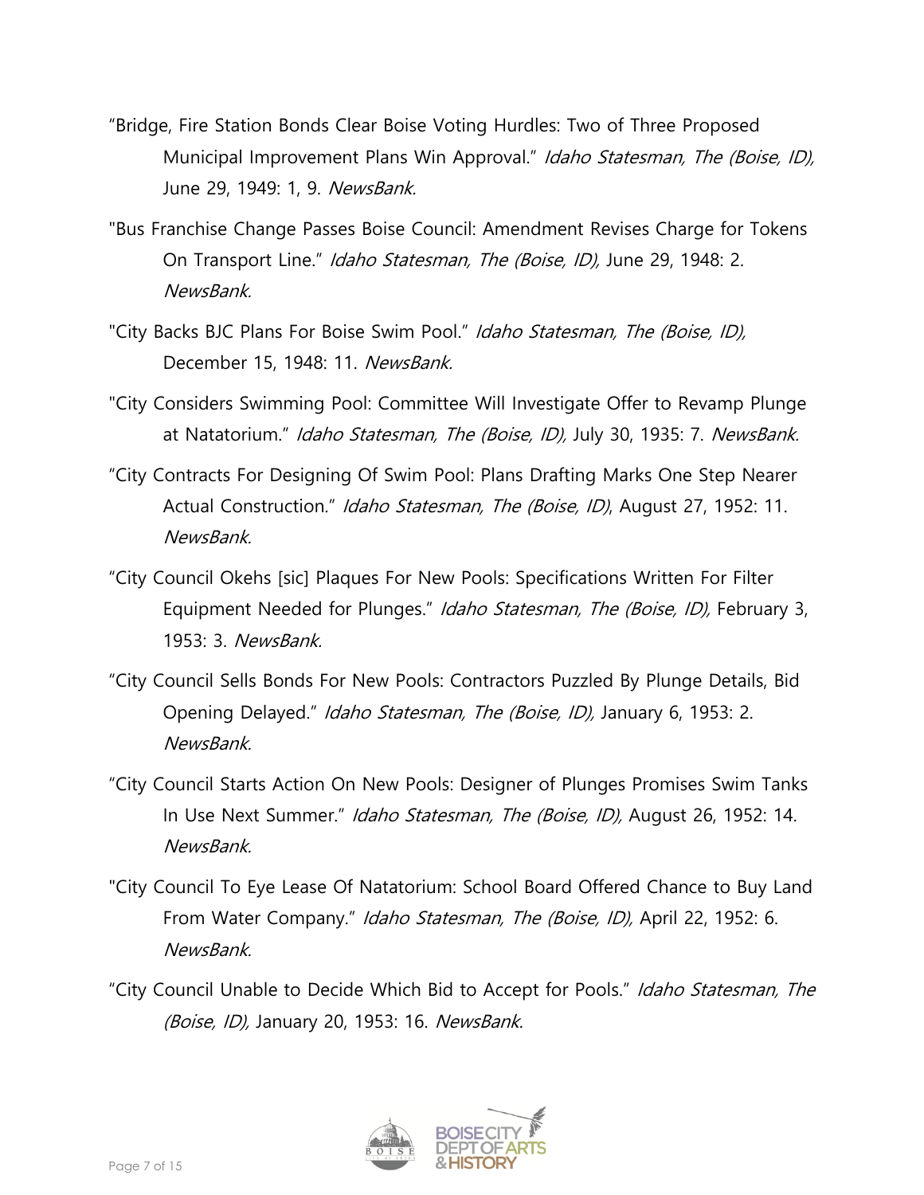"Bridge, Fire Station Bonds Clear Boise Voting Hurdles: Two of Three Proposed Municipal Improvement Plans Win Approval." *Idaho Statesman, The (Boise, ID),* June 29, 1949: 1, 9. *NewsBank.*

"Bus Franchise Change Passes Boise Council: Amendment Revises Charge for Tokens On Transport Line." *Idaho Statesman, The (Boise, ID),* June 29, 1948: 2. *NewsBank.*

"City Backs BJC Plans For Boise Swim Pool." *Idaho Statesman, The (Boise, ID),* December 15, 1948: 11. *NewsBank.*

"City Considers Swimming Pool: Committee Will Investigate Offer to Revamp Plunge at Natatorium." *Idaho Statesman, The (Boise, ID),* July 30, 1935: 7. *NewsBank.*

"City Contracts For Designing Of Swim Pool: Plans Drafting Marks One Step Nearer Actual Construction." *Idaho Statesman, The (Boise, ID)*, August 27, 1952: 11. *NewsBank.*

"City Council Okehs [sic] Plaques For New Pools: Specifications Written For Filter Equipment Needed for Plunges." *Idaho Statesman, The (Boise, ID),* February 3, 1953: 3. *NewsBank.*

"City Council Sells Bonds For New Pools: Contractors Puzzled By Plunge Details, Bid Opening Delayed." *Idaho Statesman, The (Boise, ID),* January 6, 1953: 2. *NewsBank.*

"City Council Starts Action On New Pools: Designer of Plunges Promises Swim Tanks In Use Next Summer." *Idaho Statesman, The (Boise, ID),* August 26, 1952: 14. *NewsBank.*

"City Council To Eye Lease Of Natatorium: School Board Offered Chance to Buy Land From Water Company." *Idaho Statesman, The (Boise, ID),* April 22, 1952: 6. *NewsBank.*

"City Council Unable to Decide Which Bid to Accept for Pools." *Idaho Statesman, The (Boise, ID),* January 20, 1953: 16. *NewsBank.*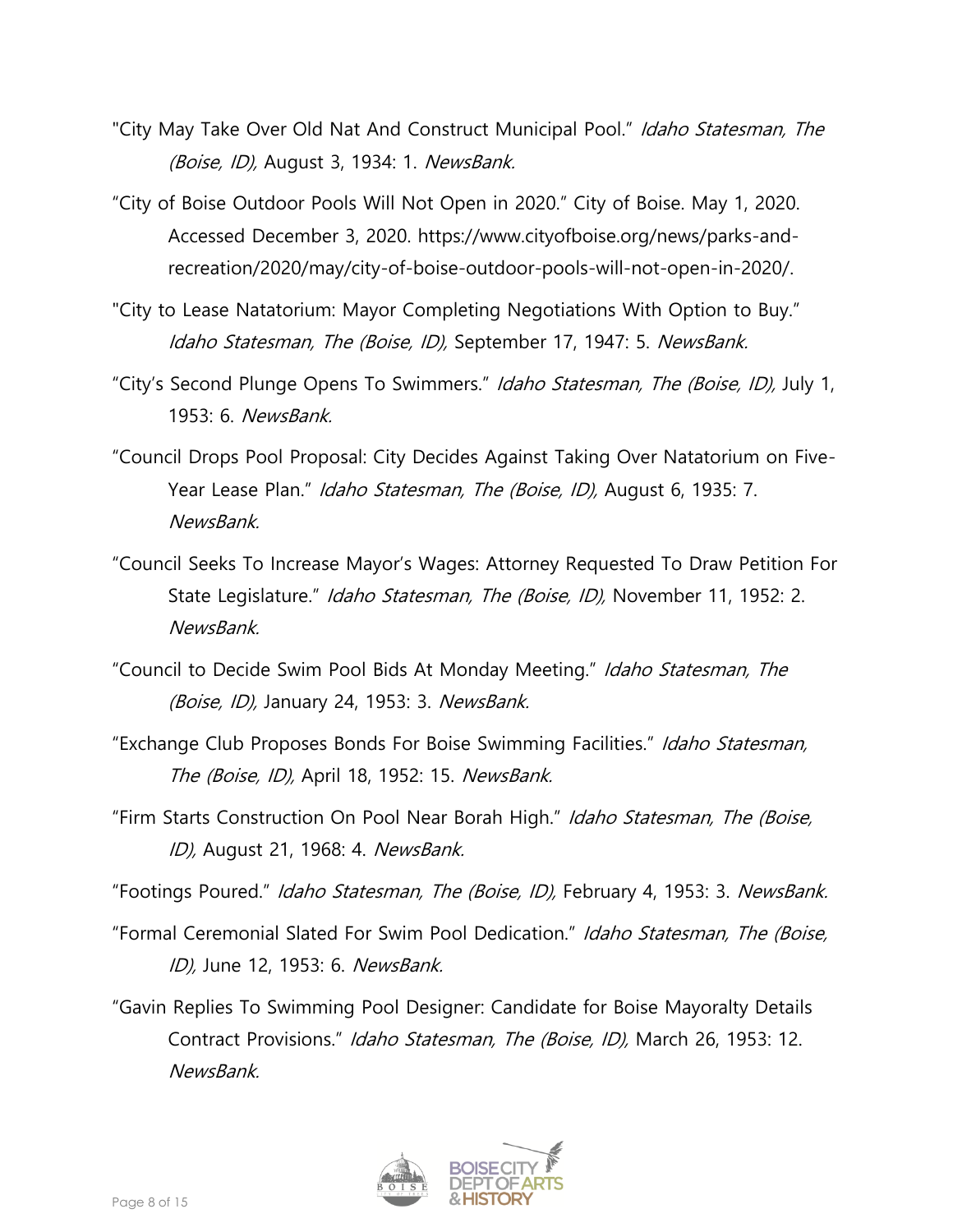"City May Take Over Old Nat And Construct Municipal Pool." *Idaho Statesman, The (Boise, ID),* August 3, 1934: 1. *NewsBank.*

"City of Boise Outdoor Pools Will Not Open in 2020." City of Boise. May 1, 2020. Accessed December 3, 2020. https://www.cityofboise.org/news/parks-and-recreation/2020/may/city-of-boise-outdoor-pools-will-not-open-in-2020/.

"City to Lease Natatorium: Mayor Completing Negotiations With Option to Buy." *Idaho Statesman, The (Boise, ID),* September 17, 1947: 5. *NewsBank.*

"City's Second Plunge Opens To Swimmers." *Idaho Statesman, The (Boise, ID),* July 1, 1953: 6. *NewsBank.*

"Council Drops Pool Proposal: City Decides Against Taking Over Natatorium on Five-Year Lease Plan." *Idaho Statesman, The (Boise, ID),* August 6, 1935: 7. *NewsBank.*

"Council Seeks To Increase Mayor's Wages: Attorney Requested To Draw Petition For State Legislature." *Idaho Statesman, The (Boise, ID),* November 11, 1952: 2. *NewsBank.*

"Council to Decide Swim Pool Bids At Monday Meeting." *Idaho Statesman, The (Boise, ID),* January 24, 1953: 3. *NewsBank.*

"Exchange Club Proposes Bonds For Boise Swimming Facilities." *Idaho Statesman, The (Boise, ID),* April 18, 1952: 15. *NewsBank.*

"Firm Starts Construction On Pool Near Borah High." *Idaho Statesman, The (Boise, ID),* August 21, 1968: 4. *NewsBank.*

"Footings Poured." *Idaho Statesman, The (Boise, ID),* February 4, 1953: 3. *NewsBank.*

"Formal Ceremonial Slated For Swim Pool Dedication." *Idaho Statesman, The (Boise, ID),* June 12, 1953: 6. *NewsBank.*

"Gavin Replies To Swimming Pool Designer: Candidate for Boise Mayoralty Details Contract Provisions." *Idaho Statesman, The (Boise, ID),* March 26, 1953: 12. *NewsBank.*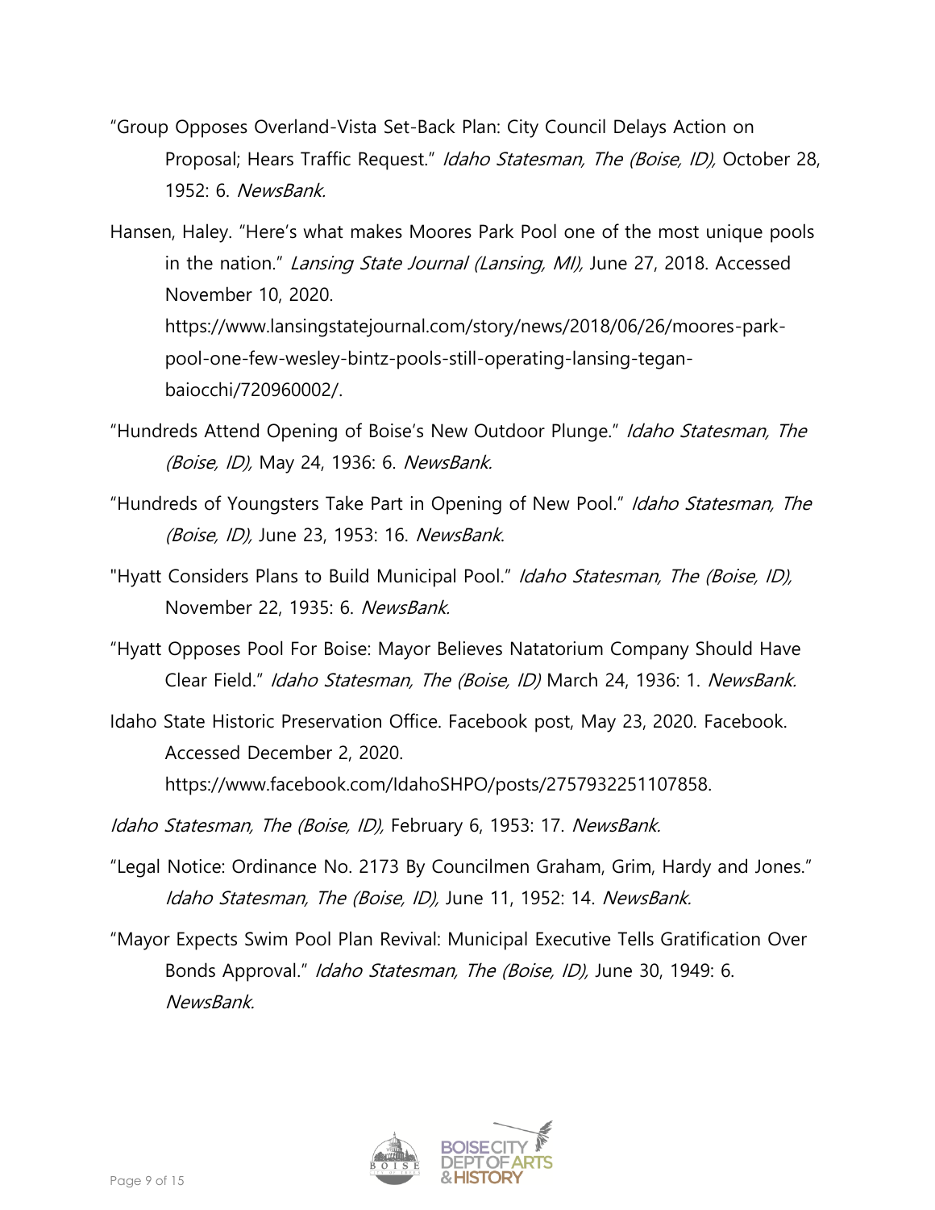"Group Opposes Overland-Vista Set-Back Plan: City Council Delays Action on Proposal; Hears Traffic Request." *Idaho Statesman, The (Boise, ID),* October 28, 1952: 6. *NewsBank.*

Hansen, Haley. "Here's what makes Moores Park Pool one of the most unique pools in the nation." *Lansing State Journal (Lansing, MI),* June 27, 2018. Accessed November 10, 2020. https://www.lansingstatejournal.com/story/news/2018/06/26/moores-park-pool-one-few-wesley-bintz-pools-still-operating-lansing-tegan-baiocchi/720960002/.

"Hundreds Attend Opening of Boise's New Outdoor Plunge." *Idaho Statesman, The (Boise, ID),* May 24, 1936: 6. *NewsBank.*

"Hundreds of Youngsters Take Part in Opening of New Pool." *Idaho Statesman, The (Boise, ID),* June 23, 1953: 16. *NewsBank*.

"Hyatt Considers Plans to Build Municipal Pool." *Idaho Statesman, The (Boise, ID),* November 22, 1935: 6. *NewsBank.*

"Hyatt Opposes Pool For Boise: Mayor Believes Natatorium Company Should Have Clear Field." *Idaho Statesman, The (Boise, ID)* March 24, 1936: 1. *NewsBank.*

Idaho State Historic Preservation Office. Facebook post, May 23, 2020. Facebook. Accessed December 2, 2020. https://www.facebook.com/IdahoSHPO/posts/2757932251107858.

*Idaho Statesman, The (Boise, ID),* February 6, 1953: 17. *NewsBank.*

"Legal Notice: Ordinance No. 2173 By Councilmen Graham, Grim, Hardy and Jones." *Idaho Statesman, The (Boise, ID),* June 11, 1952: 14. *NewsBank.*

"Mayor Expects Swim Pool Plan Revival: Municipal Executive Tells Gratification Over Bonds Approval." *Idaho Statesman, The (Boise, ID),* June 30, 1949: 6. *NewsBank.*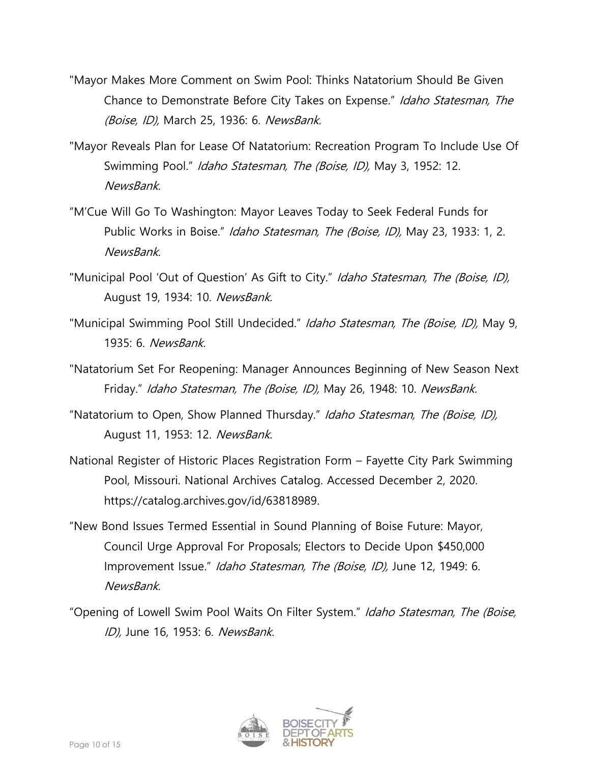"Mayor Makes More Comment on Swim Pool: Thinks Natatorium Should Be Given Chance to Demonstrate Before City Takes on Expense." *Idaho Statesman, The (Boise, ID),* March 25, 1936: 6. *NewsBank.*

"Mayor Reveals Plan for Lease Of Natatorium: Recreation Program To Include Use Of Swimming Pool." *Idaho Statesman, The (Boise, ID),* May 3, 1952: 12. *NewsBank.*

"M'Cue Will Go To Washington: Mayor Leaves Today to Seek Federal Funds for Public Works in Boise." *Idaho Statesman, The (Boise, ID),* May 23, 1933: 1, 2. *NewsBank.*

"Municipal Pool 'Out of Question' As Gift to City." *Idaho Statesman, The (Boise, ID),* August 19, 1934: 10. *NewsBank.*

"Municipal Swimming Pool Still Undecided." *Idaho Statesman, The (Boise, ID),* May 9, 1935: 6. *NewsBank.*

"Natatorium Set For Reopening: Manager Announces Beginning of New Season Next Friday." *Idaho Statesman, The (Boise, ID),* May 26, 1948: 10. *NewsBank.*

"Natatorium to Open, Show Planned Thursday." *Idaho Statesman, The (Boise, ID),* August 11, 1953: 12. *NewsBank.*

National Register of Historic Places Registration Form – Fayette City Park Swimming Pool, Missouri. National Archives Catalog. Accessed December 2, 2020. https://catalog.archives.gov/id/63818989.

"New Bond Issues Termed Essential in Sound Planning of Boise Future: Mayor, Council Urge Approval For Proposals; Electors to Decide Upon $450,000 Improvement Issue." *Idaho Statesman, The (Boise, ID),* June 12, 1949: 6. *NewsBank.*

"Opening of Lowell Swim Pool Waits On Filter System." *Idaho Statesman, The (Boise, ID),* June 16, 1953: 6. *NewsBank.*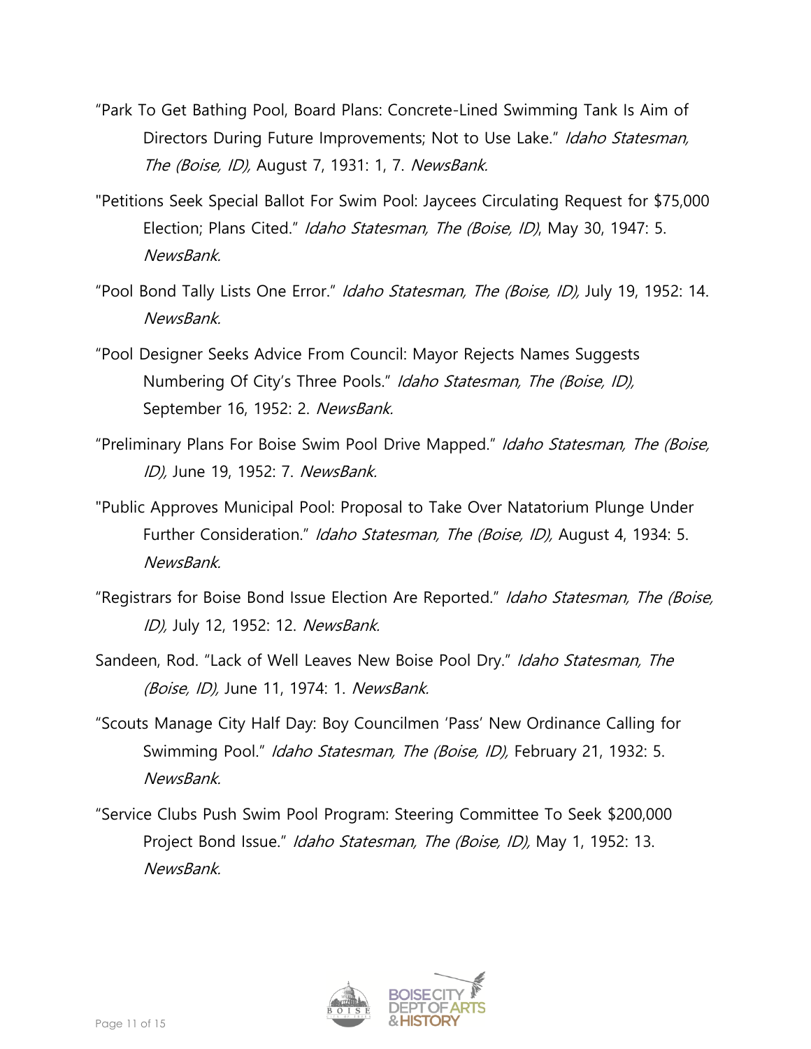"Park To Get Bathing Pool, Board Plans: Concrete-Lined Swimming Tank Is Aim of Directors During Future Improvements; Not to Use Lake." *Idaho Statesman, The (Boise, ID),* August 7, 1931: 1, 7. *NewsBank.*

"Petitions Seek Special Ballot For Swim Pool: Jaycees Circulating Request for $75,000 Election; Plans Cited." *Idaho Statesman, The (Boise, ID)*, May 30, 1947: 5. *NewsBank.*

"Pool Bond Tally Lists One Error." *Idaho Statesman, The (Boise, ID),* July 19, 1952: 14. *NewsBank.*

"Pool Designer Seeks Advice From Council: Mayor Rejects Names Suggests Numbering Of City's Three Pools." *Idaho Statesman, The (Boise, ID),* September 16, 1952: 2. *NewsBank.*

"Preliminary Plans For Boise Swim Pool Drive Mapped." *Idaho Statesman, The (Boise, ID),* June 19, 1952: 7. *NewsBank.*

"Public Approves Municipal Pool: Proposal to Take Over Natatorium Plunge Under Further Consideration." *Idaho Statesman, The (Boise, ID),* August 4, 1934: 5. *NewsBank.*

"Registrars for Boise Bond Issue Election Are Reported." *Idaho Statesman, The (Boise, ID),* July 12, 1952: 12. *NewsBank.*

Sandeen, Rod. "Lack of Well Leaves New Boise Pool Dry." *Idaho Statesman, The (Boise, ID),* June 11, 1974: 1. *NewsBank.*

"Scouts Manage City Half Day: Boy Councilmen 'Pass' New Ordinance Calling for Swimming Pool." *Idaho Statesman, The (Boise, ID),* February 21, 1932: 5. *NewsBank.*

"Service Clubs Push Swim Pool Program: Steering Committee To Seek $200,000 Project Bond Issue." *Idaho Statesman, The (Boise, ID),* May 1, 1952: 13. *NewsBank.*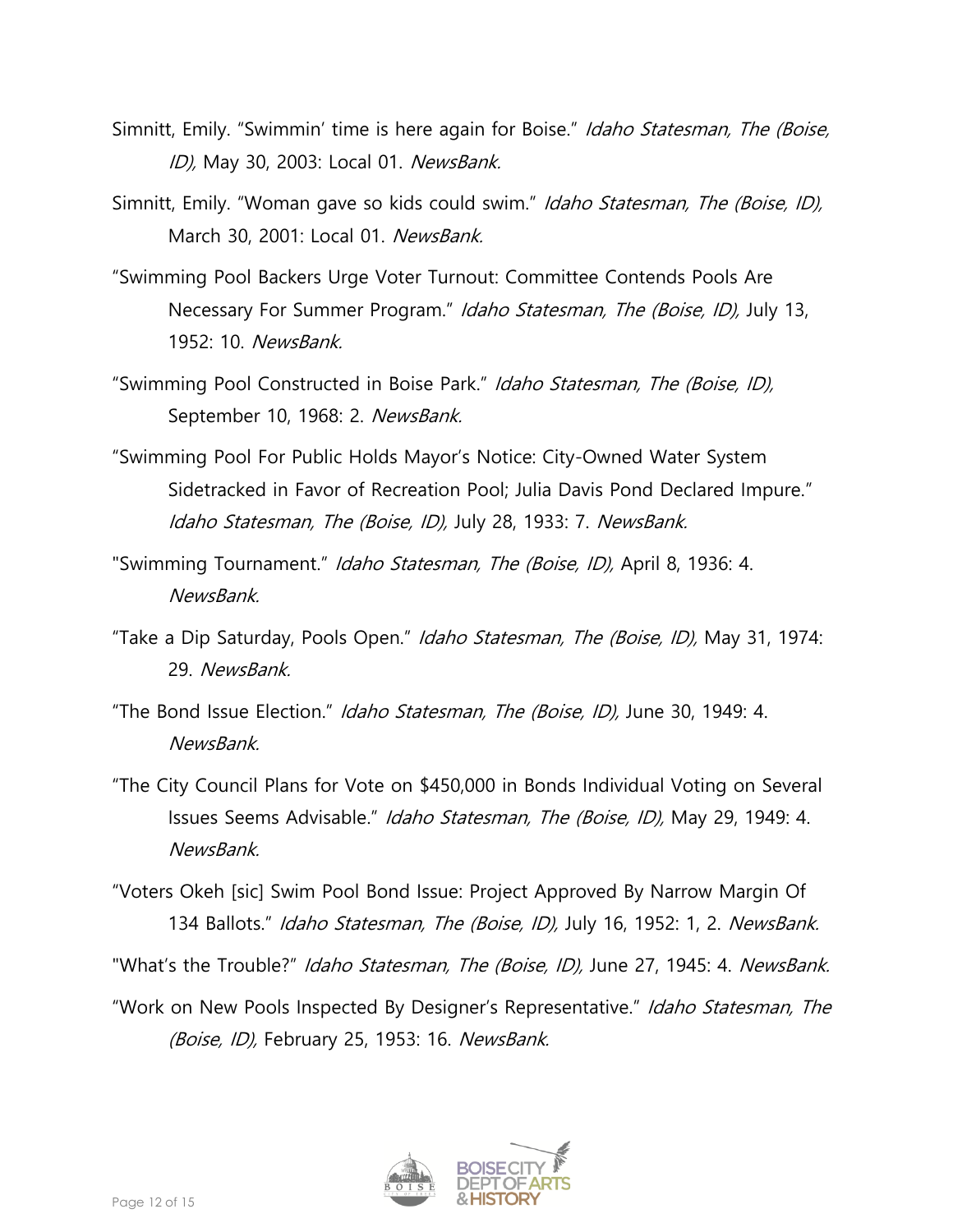Simnitt, Emily. “Swimmin’ time is here again for Boise.” *Idaho Statesman, The (Boise, ID),* May 30, 2003: Local 01. *NewsBank.*

Simnitt, Emily. “Woman gave so kids could swim.” *Idaho Statesman, The (Boise, ID),* March 30, 2001: Local 01. *NewsBank.*

“Swimming Pool Backers Urge Voter Turnout: Committee Contends Pools Are Necessary For Summer Program.” *Idaho Statesman, The (Boise, ID),* July 13, 1952: 10. *NewsBank.*

“Swimming Pool Constructed in Boise Park.” *Idaho Statesman, The (Boise, ID),* September 10, 1968: 2. *NewsBank.*

“Swimming Pool For Public Holds Mayor’s Notice: City-Owned Water System Sidetracked in Favor of Recreation Pool; Julia Davis Pond Declared Impure.” *Idaho Statesman, The (Boise, ID),* July 28, 1933: 7. *NewsBank.*

"Swimming Tournament.” *Idaho Statesman, The (Boise, ID),* April 8, 1936: 4. *NewsBank.*

“Take a Dip Saturday, Pools Open.” *Idaho Statesman, The (Boise, ID),* May 31, 1974: 29. *NewsBank.*

“The Bond Issue Election.” *Idaho Statesman, The (Boise, ID),* June 30, 1949: 4. *NewsBank.*

“The City Council Plans for Vote on $450,000 in Bonds Individual Voting on Several Issues Seems Advisable.” *Idaho Statesman, The (Boise, ID),* May 29, 1949: 4. *NewsBank.*

“Voters Okeh [sic] Swim Pool Bond Issue: Project Approved By Narrow Margin Of 134 Ballots.” *Idaho Statesman, The (Boise, ID),* July 16, 1952: 1, 2. *NewsBank.*

"What’s the Trouble?” *Idaho Statesman, The (Boise, ID),* June 27, 1945: 4. *NewsBank.*

“Work on New Pools Inspected By Designer’s Representative.” *Idaho Statesman, The (Boise, ID),* February 25, 1953: 16. *NewsBank.*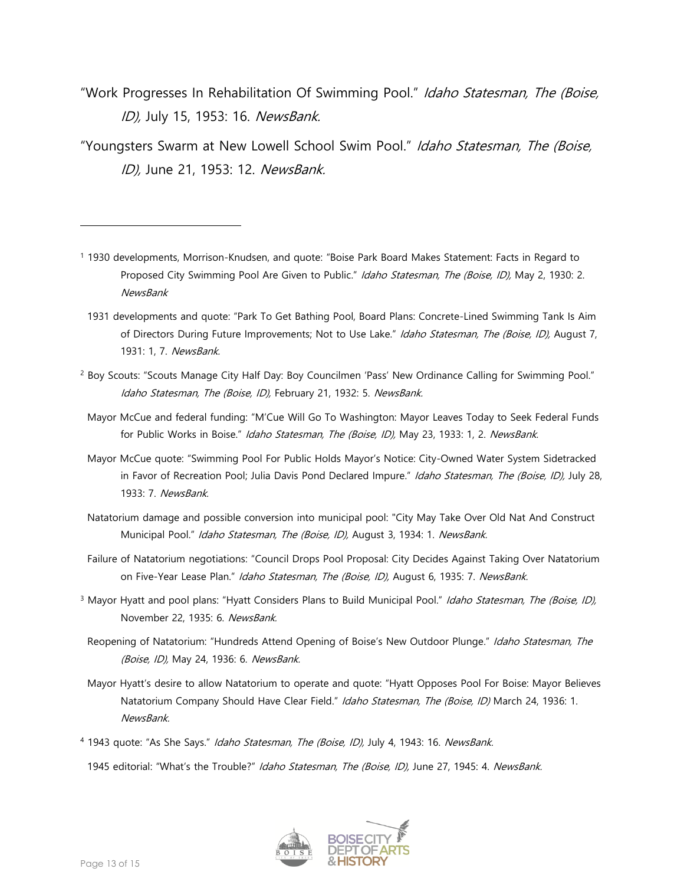"Work Progresses In Rehabilitation Of Swimming Pool." *Idaho Statesman, The (Boise, ID),* July 15, 1953: 16. *NewsBank.*

"Youngsters Swarm at New Lowell School Swim Pool." *Idaho Statesman, The (Boise, ID),* June 21, 1953: 12. *NewsBank.*

---

[1] 1930 developments, Morrison-Knudsen, and quote: "Boise Park Board Makes Statement: Facts in Regard to Proposed City Swimming Pool Are Given to Public." *Idaho Statesman, The (Boise, ID),* May 2, 1930: 2. *NewsBank*

1931 developments and quote: "Park To Get Bathing Pool, Board Plans: Concrete-Lined Swimming Tank Is Aim of Directors During Future Improvements; Not to Use Lake." *Idaho Statesman, The (Boise, ID),* August 7, 1931: 1, 7. *NewsBank.*

[2] Boy Scouts: "Scouts Manage City Half Day: Boy Councilmen 'Pass' New Ordinance Calling for Swimming Pool." *Idaho Statesman, The (Boise, ID),* February 21, 1932: 5. *NewsBank.*

Mayor McCue and federal funding: "M'Cue Will Go To Washington: Mayor Leaves Today to Seek Federal Funds for Public Works in Boise." *Idaho Statesman, The (Boise, ID),* May 23, 1933: 1, 2. *NewsBank.*

Mayor McCue quote: "Swimming Pool For Public Holds Mayor's Notice: City-Owned Water System Sidetracked in Favor of Recreation Pool; Julia Davis Pond Declared Impure." *Idaho Statesman, The (Boise, ID),* July 28, 1933: 7. *NewsBank.*

Natatorium damage and possible conversion into municipal pool: "City May Take Over Old Nat And Construct Municipal Pool." *Idaho Statesman, The (Boise, ID),* August 3, 1934: 1. *NewsBank.*

Failure of Natatorium negotiations: "Council Drops Pool Proposal: City Decides Against Taking Over Natatorium on Five-Year Lease Plan." *Idaho Statesman, The (Boise, ID),* August 6, 1935: 7. *NewsBank.*

[3] Mayor Hyatt and pool plans: "Hyatt Considers Plans to Build Municipal Pool." *Idaho Statesman, The (Boise, ID),* November 22, 1935: 6. *NewsBank.*

Reopening of Natatorium: "Hundreds Attend Opening of Boise's New Outdoor Plunge." *Idaho Statesman, The (Boise, ID),* May 24, 1936: 6. *NewsBank.*

Mayor Hyatt's desire to allow Natatorium to operate and quote: "Hyatt Opposes Pool For Boise: Mayor Believes Natatorium Company Should Have Clear Field." *Idaho Statesman, The (Boise, ID)* March 24, 1936: 1. *NewsBank.*

[4] 1943 quote: "As She Says." *Idaho Statesman, The (Boise, ID),* July 4, 1943: 16. *NewsBank.*

1945 editorial: "What's the Trouble?" *Idaho Statesman, The (Boise, ID),* June 27, 1945: 4. *NewsBank.*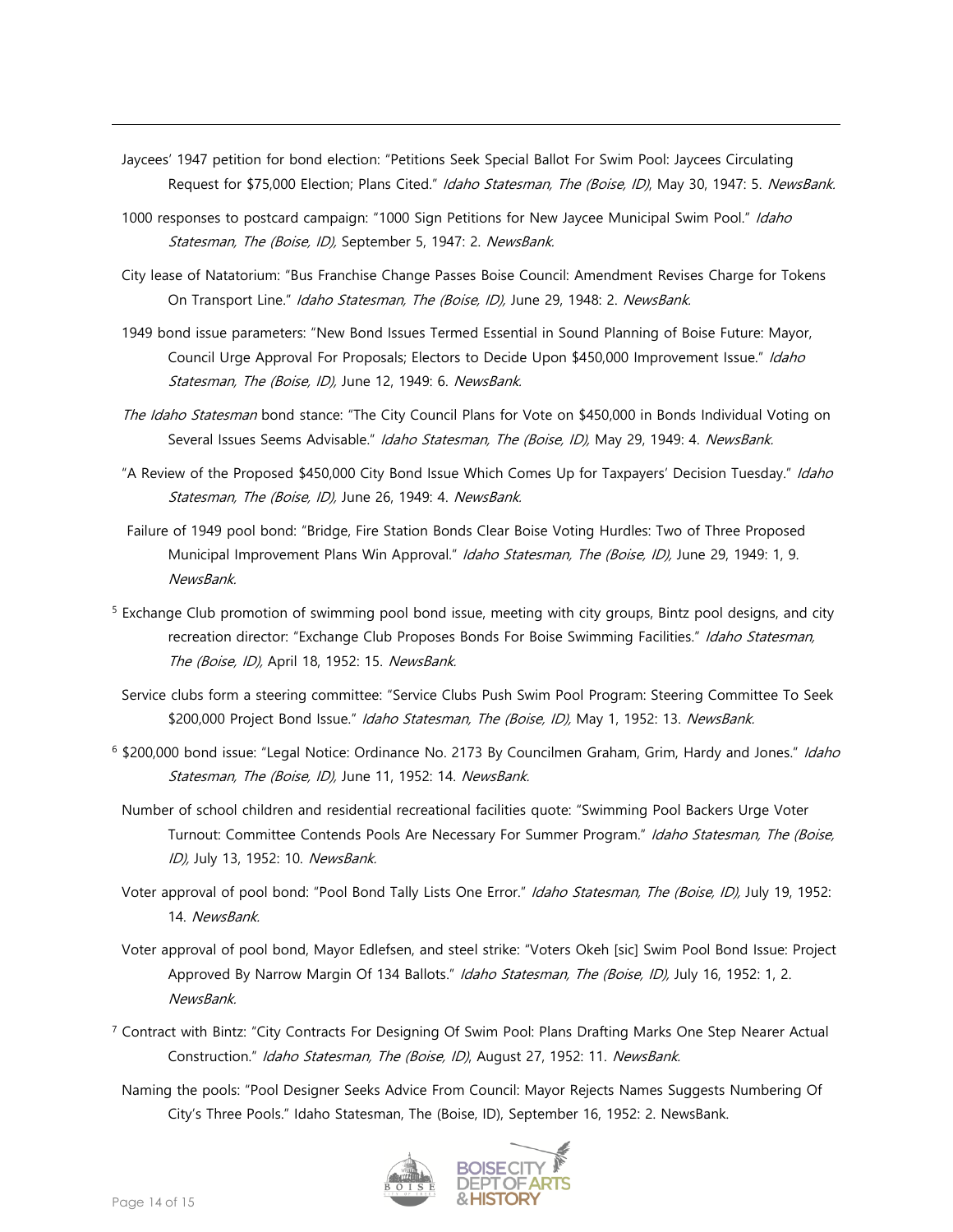Jaycees' 1947 petition for bond election: "Petitions Seek Special Ballot For Swim Pool: Jaycees Circulating Request for $75,000 Election; Plans Cited." *Idaho Statesman, The (Boise, ID)*, May 30, 1947: 5. *NewsBank.*

1000 responses to postcard campaign: "1000 Sign Petitions for New Jaycee Municipal Swim Pool." *Idaho Statesman, The (Boise, ID),* September 5, 1947: 2. *NewsBank.*

City lease of Natatorium: "Bus Franchise Change Passes Boise Council: Amendment Revises Charge for Tokens On Transport Line." *Idaho Statesman, The (Boise, ID),* June 29, 1948: 2. *NewsBank.*

1949 bond issue parameters: "New Bond Issues Termed Essential in Sound Planning of Boise Future: Mayor, Council Urge Approval For Proposals; Electors to Decide Upon $450,000 Improvement Issue." *Idaho Statesman, The (Boise, ID),* June 12, 1949: 6. *NewsBank.*

*The Idaho Statesman* bond stance: "The City Council Plans for Vote on $450,000 in Bonds Individual Voting on Several Issues Seems Advisable." *Idaho Statesman, The (Boise, ID),* May 29, 1949: 4. *NewsBank.*

"A Review of the Proposed $450,000 City Bond Issue Which Comes Up for Taxpayers' Decision Tuesday." *Idaho Statesman, The (Boise, ID),* June 26, 1949: 4. *NewsBank.*

Failure of 1949 pool bond: "Bridge, Fire Station Bonds Clear Boise Voting Hurdles: Two of Three Proposed Municipal Improvement Plans Win Approval." *Idaho Statesman, The (Boise, ID),* June 29, 1949: 1, 9. *NewsBank.*

[5] Exchange Club promotion of swimming pool bond issue, meeting with city groups, Bintz pool designs, and city recreation director: "Exchange Club Proposes Bonds For Boise Swimming Facilities." *Idaho Statesman, The (Boise, ID),* April 18, 1952: 15. *NewsBank.*

Service clubs form a steering committee: "Service Clubs Push Swim Pool Program: Steering Committee To Seek $200,000 Project Bond Issue." *Idaho Statesman, The (Boise, ID),* May 1, 1952: 13. *NewsBank.*

[6] $200,000 bond issue: "Legal Notice: Ordinance No. 2173 By Councilmen Graham, Grim, Hardy and Jones." *Idaho Statesman, The (Boise, ID),* June 11, 1952: 14. *NewsBank.*

Number of school children and residential recreational facilities quote: "Swimming Pool Backers Urge Voter Turnout: Committee Contends Pools Are Necessary For Summer Program." *Idaho Statesman, The (Boise, ID),* July 13, 1952: 10. *NewsBank.*

Voter approval of pool bond: "Pool Bond Tally Lists One Error." *Idaho Statesman, The (Boise, ID),* July 19, 1952: 14. *NewsBank.*

Voter approval of pool bond, Mayor Edlefsen, and steel strike: "Voters Okeh [sic] Swim Pool Bond Issue: Project Approved By Narrow Margin Of 134 Ballots." *Idaho Statesman, The (Boise, ID),* July 16, 1952: 1, 2. *NewsBank.*

[7] Contract with Bintz: "City Contracts For Designing Of Swim Pool: Plans Drafting Marks One Step Nearer Actual Construction." *Idaho Statesman, The (Boise, ID)*, August 27, 1952: 11. *NewsBank.*

Naming the pools: "Pool Designer Seeks Advice From Council: Mayor Rejects Names Suggests Numbering Of City's Three Pools." Idaho Statesman, The (Boise, ID), September 16, 1952: 2. NewsBank.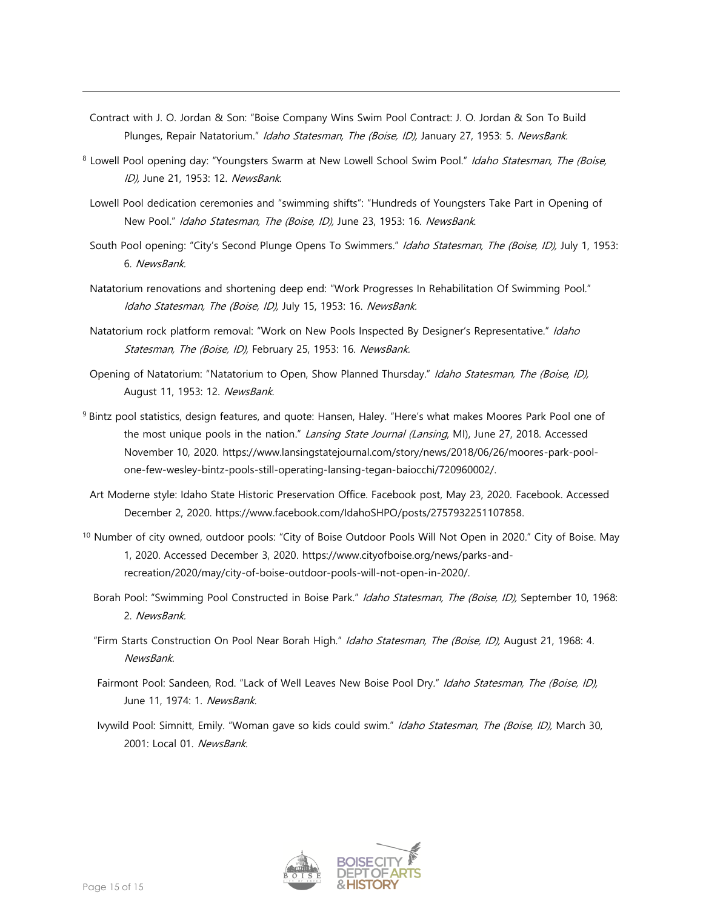Contract with J. O. Jordan & Son: "Boise Company Wins Swim Pool Contract: J. O. Jordan & Son To Build Plunges, Repair Natatorium." *Idaho Statesman, The (Boise, ID),* January 27, 1953: 5. *NewsBank.*

[8] Lowell Pool opening day: "Youngsters Swarm at New Lowell School Swim Pool." *Idaho Statesman, The (Boise, ID),* June 21, 1953: 12. *NewsBank.*

Lowell Pool dedication ceremonies and "swimming shifts": "Hundreds of Youngsters Take Part in Opening of New Pool." *Idaho Statesman, The (Boise, ID),* June 23, 1953: 16. *NewsBank.*

South Pool opening: "City's Second Plunge Opens To Swimmers." *Idaho Statesman, The (Boise, ID),* July 1, 1953: 6. *NewsBank.*

Natatorium renovations and shortening deep end: "Work Progresses In Rehabilitation Of Swimming Pool." *Idaho Statesman, The (Boise, ID),* July 15, 1953: 16. *NewsBank.*

Natatorium rock platform removal: "Work on New Pools Inspected By Designer's Representative." *Idaho Statesman, The (Boise, ID),* February 25, 1953: 16. *NewsBank.*

Opening of Natatorium: "Natatorium to Open, Show Planned Thursday." *Idaho Statesman, The (Boise, ID),* August 11, 1953: 12. *NewsBank.*

[9] Bintz pool statistics, design features, and quote: Hansen, Haley. "Here's what makes Moores Park Pool one of the most unique pools in the nation." *Lansing State Journal (Lansing*, MI), June 27, 2018. Accessed November 10, 2020. https://www.lansingstatejournal.com/story/news/2018/06/26/moores-park-pool-one-few-wesley-bintz-pools-still-operating-lansing-tegan-baiocchi/720960002/.

Art Moderne style: Idaho State Historic Preservation Office. Facebook post, May 23, 2020. Facebook. Accessed December 2, 2020. https://www.facebook.com/IdahoSHPO/posts/2757932251107858.

[10] Number of city owned, outdoor pools: "City of Boise Outdoor Pools Will Not Open in 2020." City of Boise. May 1, 2020. Accessed December 3, 2020. https://www.cityofboise.org/news/parks-and-recreation/2020/may/city-of-boise-outdoor-pools-will-not-open-in-2020/.

Borah Pool: "Swimming Pool Constructed in Boise Park." *Idaho Statesman, The (Boise, ID),* September 10, 1968: 2. *NewsBank.*

"Firm Starts Construction On Pool Near Borah High." *Idaho Statesman, The (Boise, ID),* August 21, 1968: 4. *NewsBank*.

Fairmont Pool: Sandeen, Rod. "Lack of Well Leaves New Boise Pool Dry." *Idaho Statesman, The (Boise, ID),* June 11, 1974: 1. *NewsBank.*

Ivywild Pool: Simnitt, Emily. "Woman gave so kids could swim." *Idaho Statesman, The (Boise, ID),* March 30, 2001: Local 01. *NewsBank.*